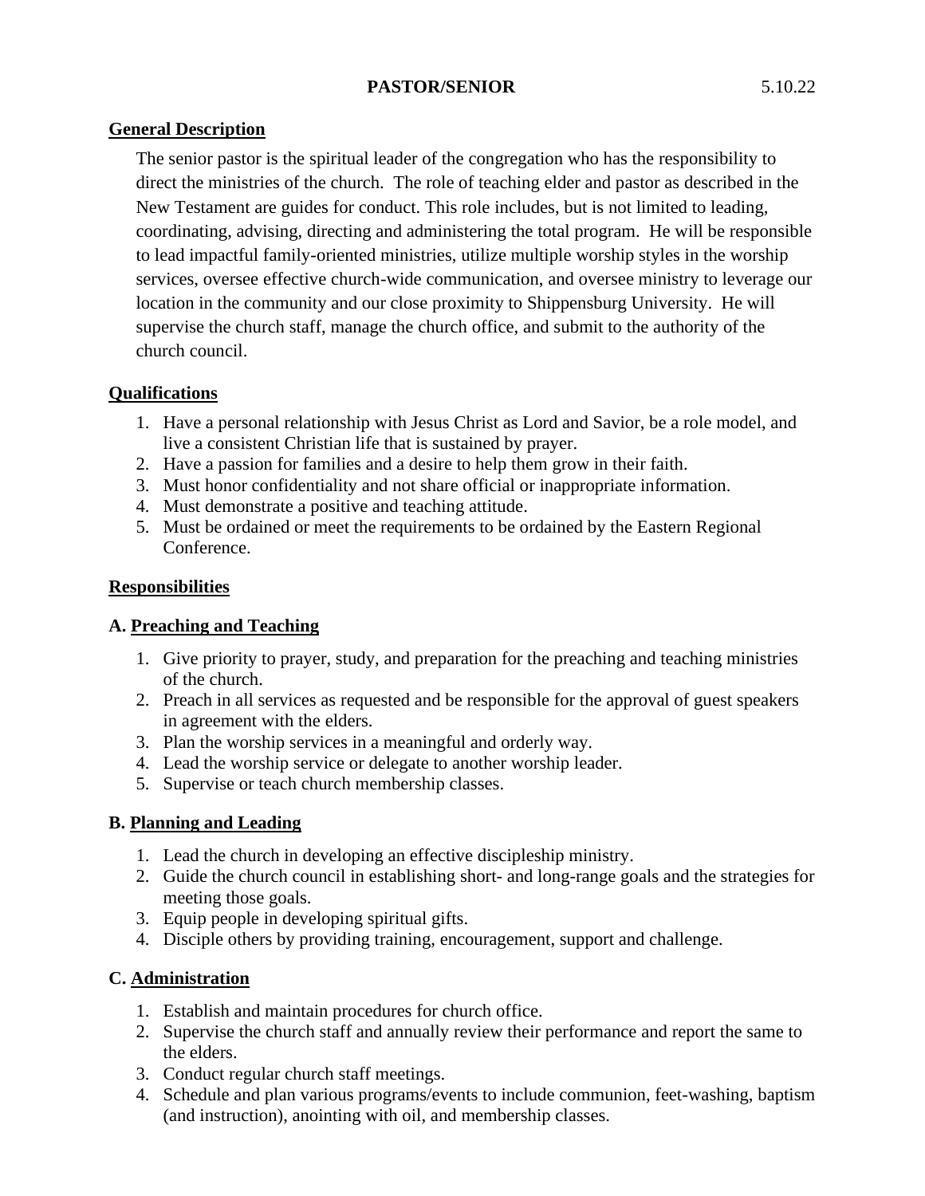# PASTOR/SENIOR 5.10.22

## General Description

The senior pastor is the spiritual leader of the congregation who has the responsibility to direct the ministries of the church. The role of teaching elder and pastor as described in the New Testament are guides for conduct. This role includes, but is not limited to leading, coordinating, advising, directing and administering the total program. He will be responsible to lead impactful family-oriented ministries, utilize multiple worship styles in the worship services, oversee effective church-wide communication, and oversee ministry to leverage our location in the community and our close proximity to Shippensburg University. He will supervise the church staff, manage the church office, and submit to the authority of the church council.

## Qualifications

1. Have a personal relationship with Jesus Christ as Lord and Savior, be a role model, and live a consistent Christian life that is sustained by prayer.
2. Have a passion for families and a desire to help them grow in their faith.
3. Must honor confidentiality and not share official or inappropriate information.
4. Must demonstrate a positive and teaching attitude.
5. Must be ordained or meet the requirements to be ordained by the Eastern Regional Conference.

## Responsibilities

### A. Preaching and Teaching

1. Give priority to prayer, study, and preparation for the preaching and teaching ministries of the church.
2. Preach in all services as requested and be responsible for the approval of guest speakers in agreement with the elders.
3. Plan the worship services in a meaningful and orderly way.
4. Lead the worship service or delegate to another worship leader.
5. Supervise or teach church membership classes.

### B. Planning and Leading

1. Lead the church in developing an effective discipleship ministry.
2. Guide the church council in establishing short- and long-range goals and the strategies for meeting those goals.
3. Equip people in developing spiritual gifts.
4. Disciple others by providing training, encouragement, support and challenge.

### C. Administration

1. Establish and maintain procedures for church office.
2. Supervise the church staff and annually review their performance and report the same to the elders.
3. Conduct regular church staff meetings.
4. Schedule and plan various programs/events to include communion, feet-washing, baptism (and instruction), anointing with oil, and membership classes.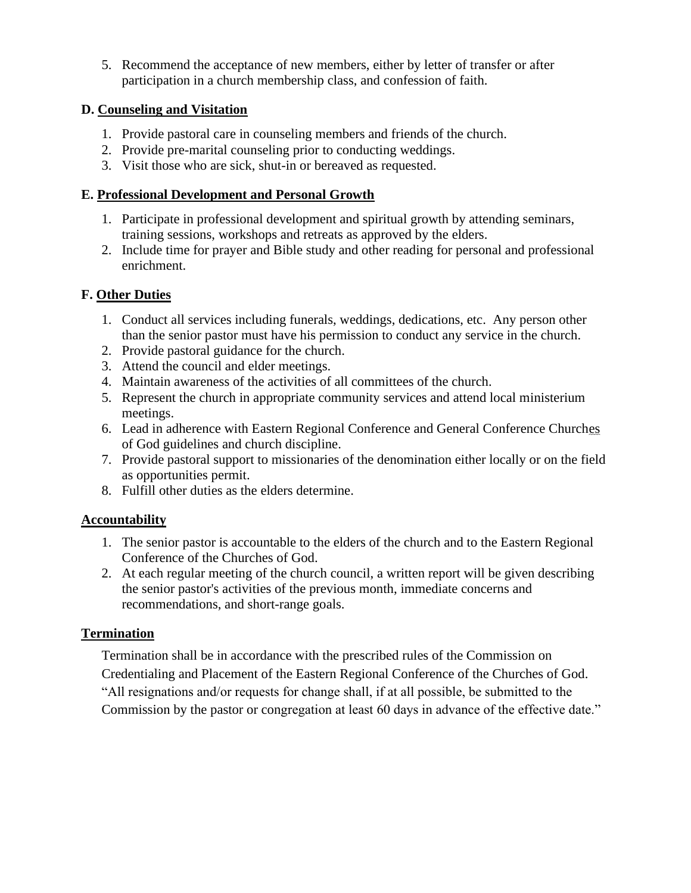5. Recommend the acceptance of new members, either by letter of transfer or after participation in a church membership class, and confession of faith.

**D. <u>Counseling and Visitation</u>**

1. Provide pastoral care in counseling members and friends of the church.
2. Provide pre-marital counseling prior to conducting weddings.
3. Visit those who are sick, shut-in or bereaved as requested.

**E. <u>Professional Development and Personal Growth</u>**

1. Participate in professional development and spiritual growth by attending seminars, training sessions, workshops and retreats as approved by the elders.
2. Include time for prayer and Bible study and other reading for personal and professional enrichment.

**F. <u>Other Duties</u>**

1. Conduct all services including funerals, weddings, dedications, etc. Any person other than the senior pastor must have his permission to conduct any service in the church.
2. Provide pastoral guidance for the church.
3. Attend the council and elder meetings.
4. Maintain awareness of the activities of all committees of the church.
5. Represent the church in appropriate community services and attend local ministerium meetings.
6. Lead in adherence with Eastern Regional Conference and General Conference Churches of God guidelines and church discipline.
7. Provide pastoral support to missionaries of the denomination either locally or on the field as opportunities permit.
8. Fulfill other duties as the elders determine.

**<u>Accountability</u>**

1. The senior pastor is accountable to the elders of the church and to the Eastern Regional Conference of the Churches of God.
2. At each regular meeting of the church council, a written report will be given describing the senior pastor's activities of the previous month, immediate concerns and recommendations, and short-range goals.

**<u>Termination</u>**

Termination shall be in accordance with the prescribed rules of the Commission on Credentialing and Placement of the Eastern Regional Conference of the Churches of God. "All resignations and/or requests for change shall, if at all possible, be submitted to the Commission by the pastor or congregation at least 60 days in advance of the effective date."